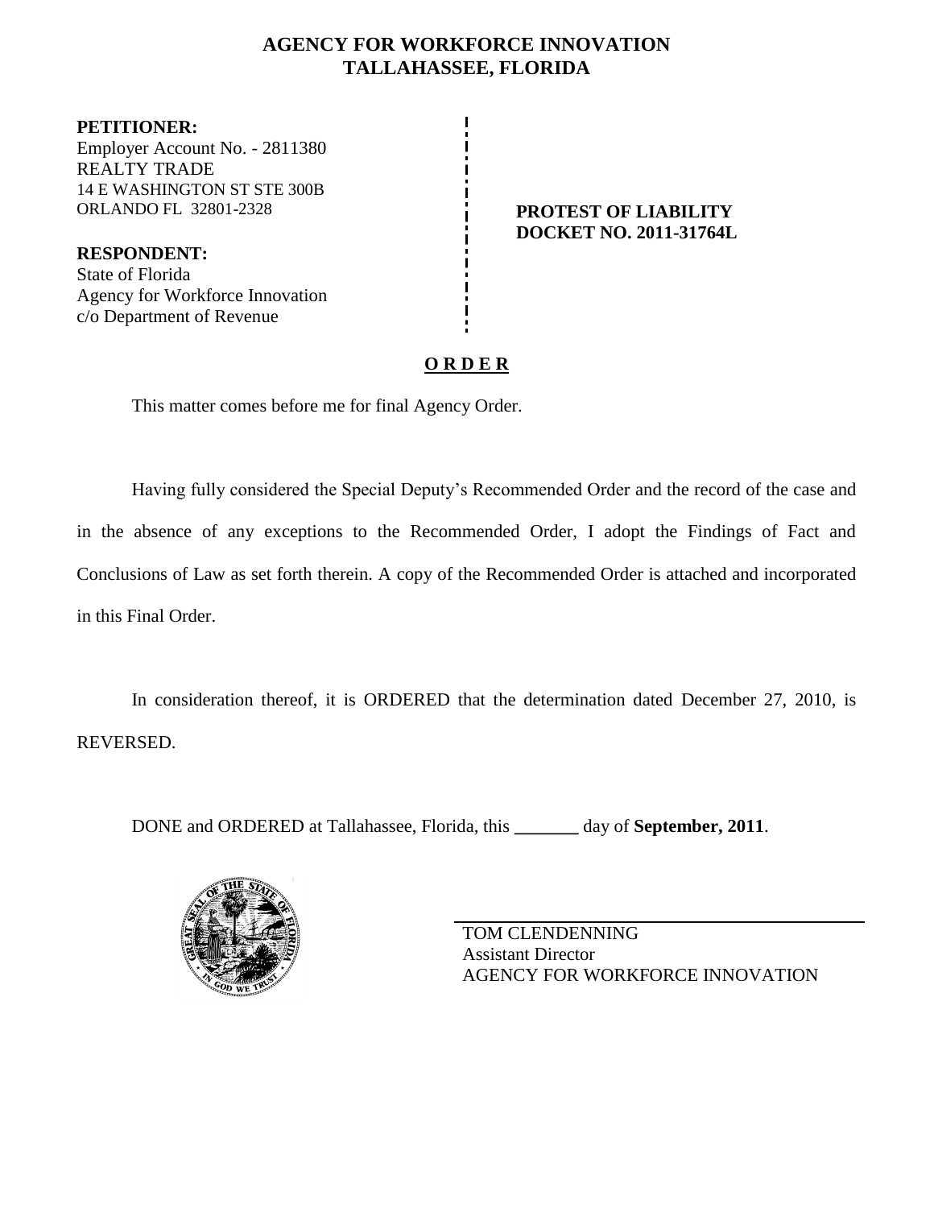# AGENCY FOR WORKFORCE INNOVATION
# TALLAHASSEE, FLORIDA

**PETITIONER:**
Employer Account No. - 2811380
REALTY TRADE
14 E WASHINGTON ST STE 300B
ORLANDO FL 32801-2328

**RESPONDENT:**
State of Florida
Agency for Workforce Innovation
c/o Department of Revenue

**PROTEST OF LIABILITY**
**DOCKET NO. 2011-31764L**

## O R D E R

This matter comes before me for final Agency Order.

Having fully considered the Special Deputy's Recommended Order and the record of the case and in the absence of any exceptions to the Recommended Order, I adopt the Findings of Fact and Conclusions of Law as set forth therein. A copy of the Recommended Order is attached and incorporated in this Final Order.

In consideration thereof, it is ORDERED that the determination dated December 27, 2010, is REVERSED.

DONE and ORDERED at Tallahassee, Florida, this _______ day of **September, 2011**.

TOM CLENDENNING
Assistant Director
AGENCY FOR WORKFORCE INNOVATION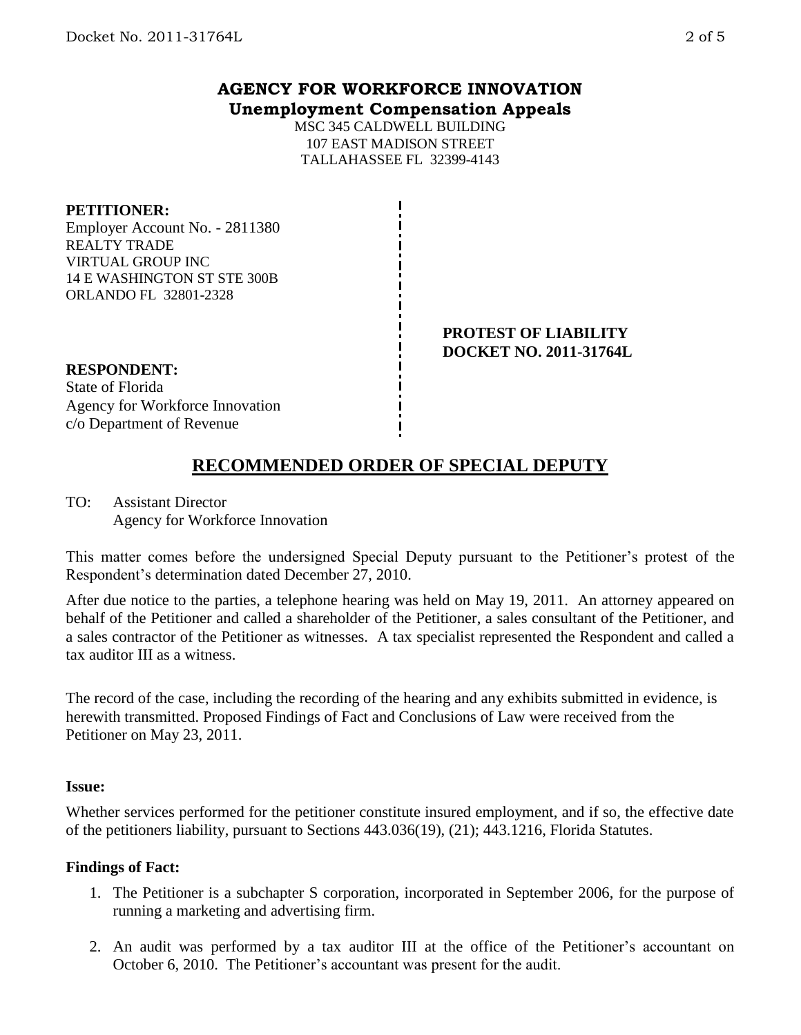# AGENCY FOR WORKFORCE INNOVATION
## Unemployment Compensation Appeals

MSC 345 CALDWELL BUILDING
107 EAST MADISON STREET
TALLAHASSEE FL 32399-4143

**PETITIONER:**
Employer Account No. - 2811380
REALTY TRADE
VIRTUAL GROUP INC
14 E WASHINGTON ST STE 300B
ORLANDO FL 32801-2328

**PROTEST OF LIABILITY**
**DOCKET NO. 2011-31764L**

**RESPONDENT:**
State of Florida
Agency for Workforce Innovation
c/o Department of Revenue

## RECOMMENDED ORDER OF SPECIAL DEPUTY

TO: Assistant Director
Agency for Workforce Innovation

This matter comes before the undersigned Special Deputy pursuant to the Petitioner's protest of the Respondent's determination dated December 27, 2010.

After due notice to the parties, a telephone hearing was held on May 19, 2011. An attorney appeared on behalf of the Petitioner and called a shareholder of the Petitioner, a sales consultant of the Petitioner, and a sales contractor of the Petitioner as witnesses. A tax specialist represented the Respondent and called a tax auditor III as a witness.

The record of the case, including the recording of the hearing and any exhibits submitted in evidence, is herewith transmitted. Proposed Findings of Fact and Conclusions of Law were received from the Petitioner on May 23, 2011.

### Issue:

Whether services performed for the petitioner constitute insured employment, and if so, the effective date of the petitioners liability, pursuant to Sections 443.036(19), (21); 443.1216, Florida Statutes.

### Findings of Fact:

1. The Petitioner is a subchapter S corporation, incorporated in September 2006, for the purpose of running a marketing and advertising firm.
2. An audit was performed by a tax auditor III at the office of the Petitioner's accountant on October 6, 2010. The Petitioner's accountant was present for the audit.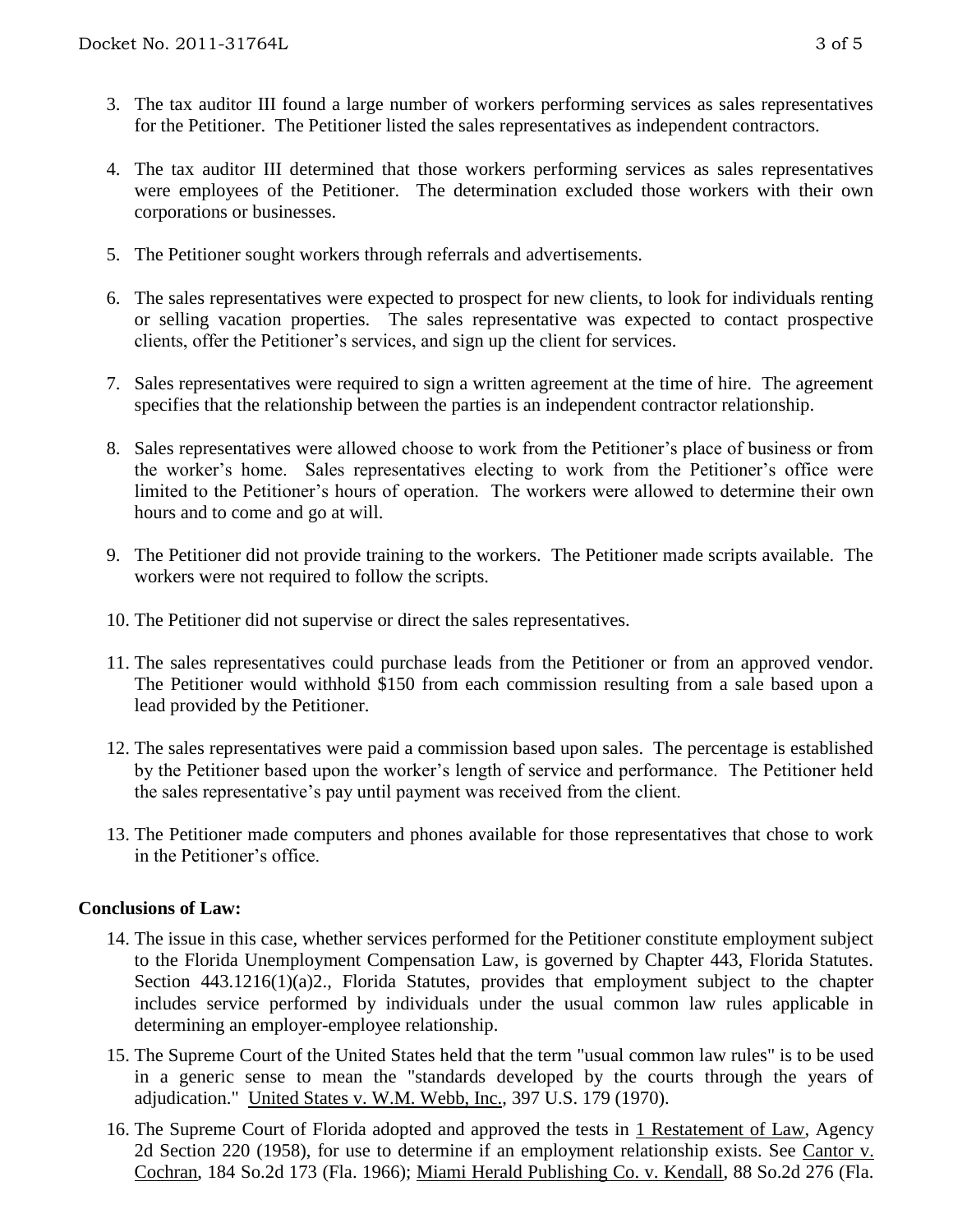3. The tax auditor III found a large number of workers performing services as sales representatives for the Petitioner. The Petitioner listed the sales representatives as independent contractors.

4. The tax auditor III determined that those workers performing services as sales representatives were employees of the Petitioner. The determination excluded those workers with their own corporations or businesses.

5. The Petitioner sought workers through referrals and advertisements.

6. The sales representatives were expected to prospect for new clients, to look for individuals renting or selling vacation properties. The sales representative was expected to contact prospective clients, offer the Petitioner's services, and sign up the client for services.

7. Sales representatives were required to sign a written agreement at the time of hire. The agreement specifies that the relationship between the parties is an independent contractor relationship.

8. Sales representatives were allowed choose to work from the Petitioner's place of business or from the worker's home. Sales representatives electing to work from the Petitioner's office were limited to the Petitioner's hours of operation. The workers were allowed to determine their own hours and to come and go at will.

9. The Petitioner did not provide training to the workers. The Petitioner made scripts available. The workers were not required to follow the scripts.

10. The Petitioner did not supervise or direct the sales representatives.

11. The sales representatives could purchase leads from the Petitioner or from an approved vendor. The Petitioner would withhold $150 from each commission resulting from a sale based upon a lead provided by the Petitioner.

12. The sales representatives were paid a commission based upon sales. The percentage is established by the Petitioner based upon the worker's length of service and performance. The Petitioner held the sales representative's pay until payment was received from the client.

13. The Petitioner made computers and phones available for those representatives that chose to work in the Petitioner's office.

**Conclusions of Law:**

14. The issue in this case, whether services performed for the Petitioner constitute employment subject to the Florida Unemployment Compensation Law, is governed by Chapter 443, Florida Statutes. Section 443.1216(1)(a)2., Florida Statutes, provides that employment subject to the chapter includes service performed by individuals under the usual common law rules applicable in determining an employer-employee relationship.

15. The Supreme Court of the United States held that the term "usual common law rules" is to be used in a generic sense to mean the "standards developed by the courts through the years of adjudication." United States v. W.M. Webb, Inc., 397 U.S. 179 (1970).

16. The Supreme Court of Florida adopted and approved the tests in 1 Restatement of Law, Agency 2d Section 220 (1958), for use to determine if an employment relationship exists. See Cantor v. Cochran, 184 So.2d 173 (Fla. 1966); Miami Herald Publishing Co. v. Kendall, 88 So.2d 276 (Fla.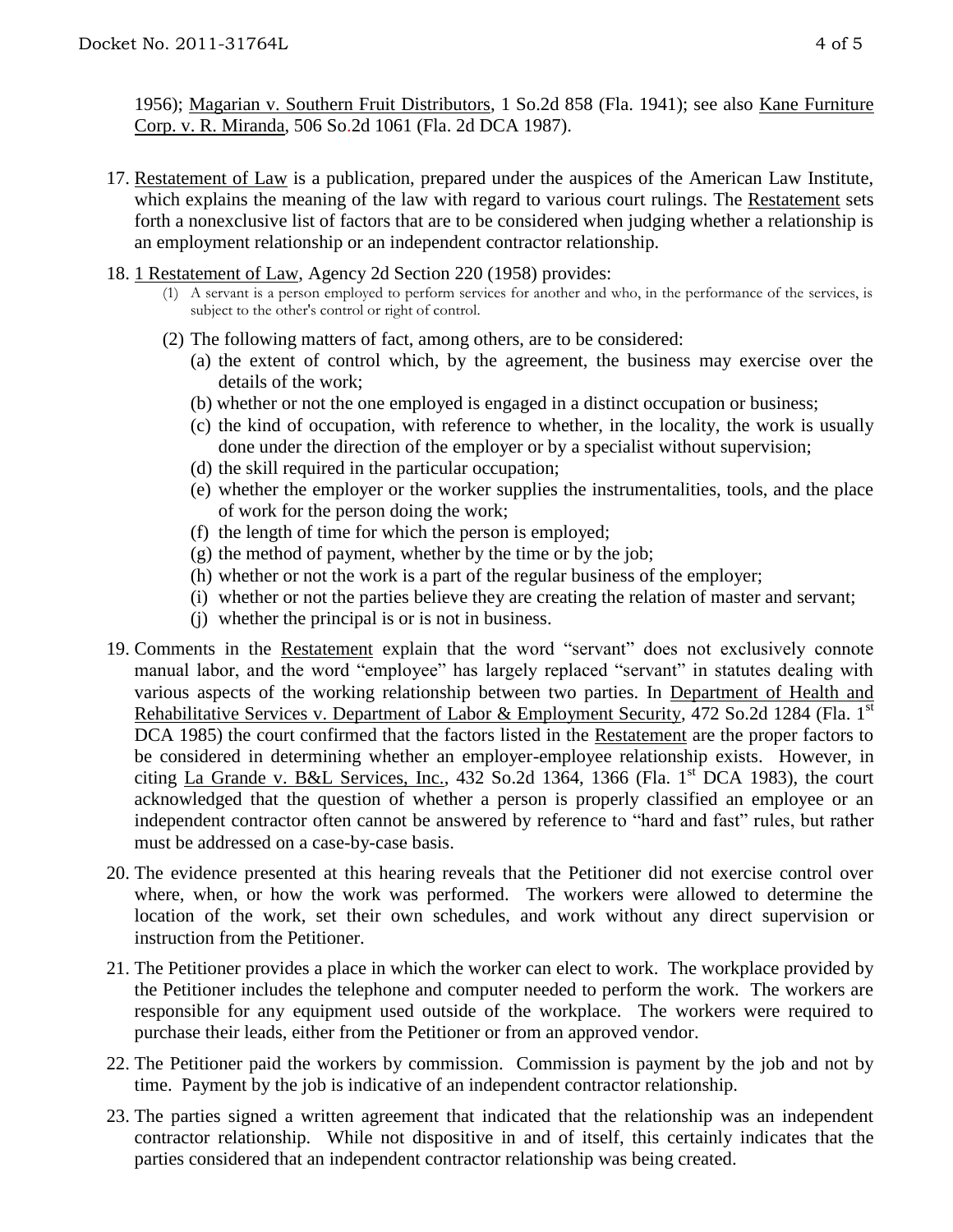1956); Magarian v. Southern Fruit Distributors, 1 So.2d 858 (Fla. 1941); see also Kane Furniture Corp. v. R. Miranda, 506 So.2d 1061 (Fla. 2d DCA 1987).

17. Restatement of Law is a publication, prepared under the auspices of the American Law Institute, which explains the meaning of the law with regard to various court rulings. The Restatement sets forth a nonexclusive list of factors that are to be considered when judging whether a relationship is an employment relationship or an independent contractor relationship.

18. 1 Restatement of Law, Agency 2d Section 220 (1958) provides:
    (1) A servant is a person employed to perform services for another and who, in the performance of the services, is subject to the other's control or right of control.
    (2) The following matters of fact, among others, are to be considered:
        (a) the extent of control which, by the agreement, the business may exercise over the details of the work;
        (b) whether or not the one employed is engaged in a distinct occupation or business;
        (c) the kind of occupation, with reference to whether, in the locality, the work is usually done under the direction of the employer or by a specialist without supervision;
        (d) the skill required in the particular occupation;
        (e) whether the employer or the worker supplies the instrumentalities, tools, and the place of work for the person doing the work;
        (f) the length of time for which the person is employed;
        (g) the method of payment, whether by the time or by the job;
        (h) whether or not the work is a part of the regular business of the employer;
        (i) whether or not the parties believe they are creating the relation of master and servant;
        (j) whether the principal is or is not in business.

19. Comments in the Restatement explain that the word "servant" does not exclusively connote manual labor, and the word "employee" has largely replaced "servant" in statutes dealing with various aspects of the working relationship between two parties. In Department of Health and Rehabilitative Services v. Department of Labor & Employment Security, 472 So.2d 1284 (Fla. 1st DCA 1985) the court confirmed that the factors listed in the Restatement are the proper factors to be considered in determining whether an employer-employee relationship exists. However, in citing La Grande v. B&L Services, Inc., 432 So.2d 1364, 1366 (Fla. 1st DCA 1983), the court acknowledged that the question of whether a person is properly classified an employee or an independent contractor often cannot be answered by reference to "hard and fast" rules, but rather must be addressed on a case-by-case basis.

20. The evidence presented at this hearing reveals that the Petitioner did not exercise control over where, when, or how the work was performed. The workers were allowed to determine the location of the work, set their own schedules, and work without any direct supervision or instruction from the Petitioner.

21. The Petitioner provides a place in which the worker can elect to work. The workplace provided by the Petitioner includes the telephone and computer needed to perform the work. The workers are responsible for any equipment used outside of the workplace. The workers were required to purchase their leads, either from the Petitioner or from an approved vendor.

22. The Petitioner paid the workers by commission. Commission is payment by the job and not by time. Payment by the job is indicative of an independent contractor relationship.

23. The parties signed a written agreement that indicated that the relationship was an independent contractor relationship. While not dispositive in and of itself, this certainly indicates that the parties considered that an independent contractor relationship was being created.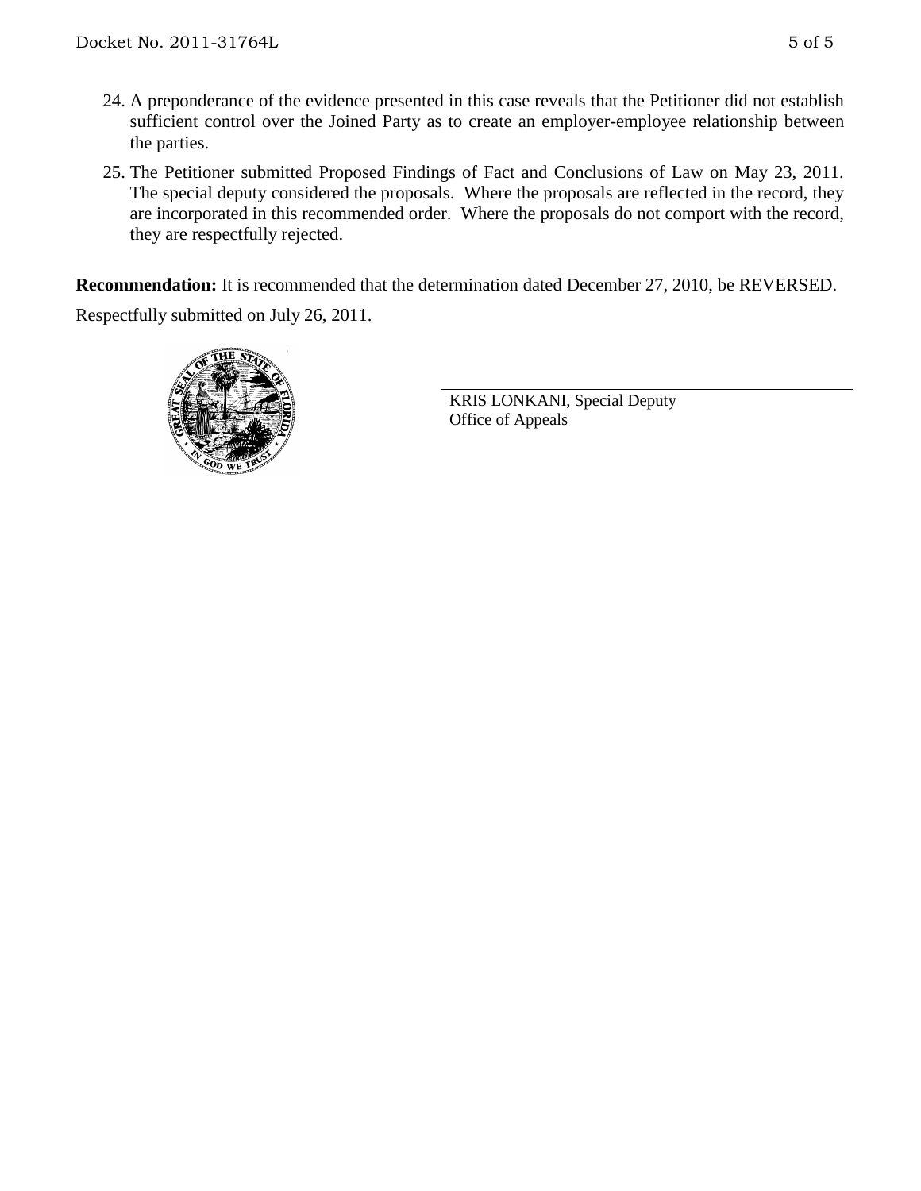24. A preponderance of the evidence presented in this case reveals that the Petitioner did not establish sufficient control over the Joined Party as to create an employer-employee relationship between the parties.

25. The Petitioner submitted Proposed Findings of Fact and Conclusions of Law on May 23, 2011. The special deputy considered the proposals. Where the proposals are reflected in the record, they are incorporated in this recommended order. Where the proposals do not comport with the record, they are respectfully rejected.

**Recommendation:** It is recommended that the determination dated December 27, 2010, be REVERSED.

Respectfully submitted on July 26, 2011.

KRIS LONKANI, Special Deputy
Office of Appeals